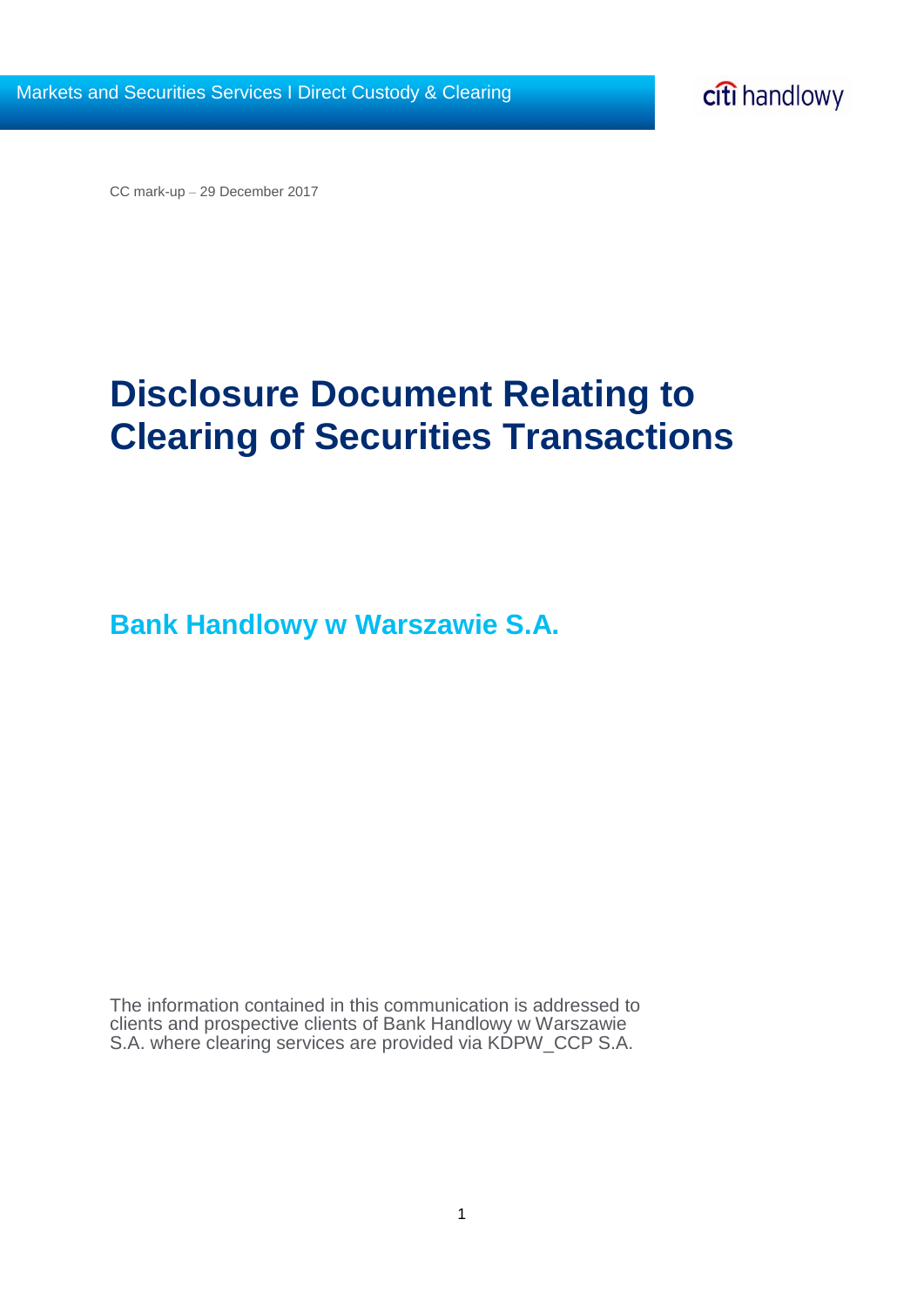Markets and Securities Services I Direct Custody & Clearing

citi handlowy

CC mark-up – 29 December 2017

# Disclosure Document Relating to Clearing of Securities Transactions

## Bank Handlowy w Warszawie S.A.

The information contained in this communication is addressed to clients and prospective clients of Bank Handlowy w Warszawie S.A. where clearing services are provided via KDPW_CCP S.A.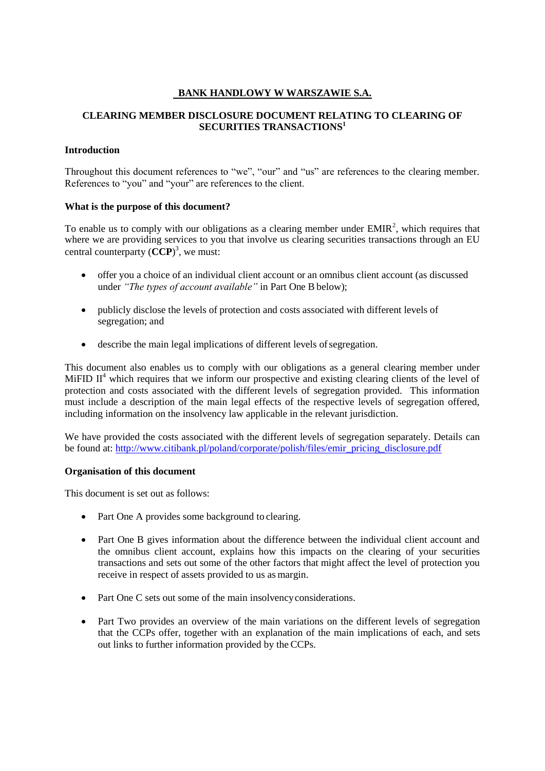# BANK HANDLOWY W WARSZAWIE S.A.

## CLEARING MEMBER DISCLOSURE DOCUMENT RELATING TO CLEARING OF SECURITIES TRANSACTIONS[1]

**Introduction**

Throughout this document references to "we", "our" and "us" are references to the clearing member. References to "you" and "your" are references to the client.

**What is the purpose of this document?**

To enable us to comply with our obligations as a clearing member under EMIR[2], which requires that where we are providing services to you that involve us clearing securities transactions through an EU central counterparty (**CCP**)[3], we must:

- offer you a choice of an individual client account or an omnibus client account (as discussed under *"The types of account available"* in Part One B below);
- publicly disclose the levels of protection and costs associated with different levels of segregation; and
- describe the main legal implications of different levels of segregation.

This document also enables us to comply with our obligations as a general clearing member under MiFID II[4] which requires that we inform our prospective and existing clearing clients of the level of protection and costs associated with the different levels of segregation provided. This information must include a description of the main legal effects of the respective levels of segregation offered, including information on the insolvency law applicable in the relevant jurisdiction.

We have provided the costs associated with the different levels of segregation separately. Details can be found at: http://www.citibank.pl/poland/corporate/polish/files/emir_pricing_disclosure.pdf

**Organisation of this document**

This document is set out as follows:

- Part One A provides some background to clearing.
- Part One B gives information about the difference between the individual client account and the omnibus client account, explains how this impacts on the clearing of your securities transactions and sets out some of the other factors that might affect the level of protection you receive in respect of assets provided to us as margin.
- Part One C sets out some of the main insolvency considerations.
- Part Two provides an overview of the main variations on the different levels of segregation that the CCPs offer, together with an explanation of the main implications of each, and sets out links to further information provided by the CCPs.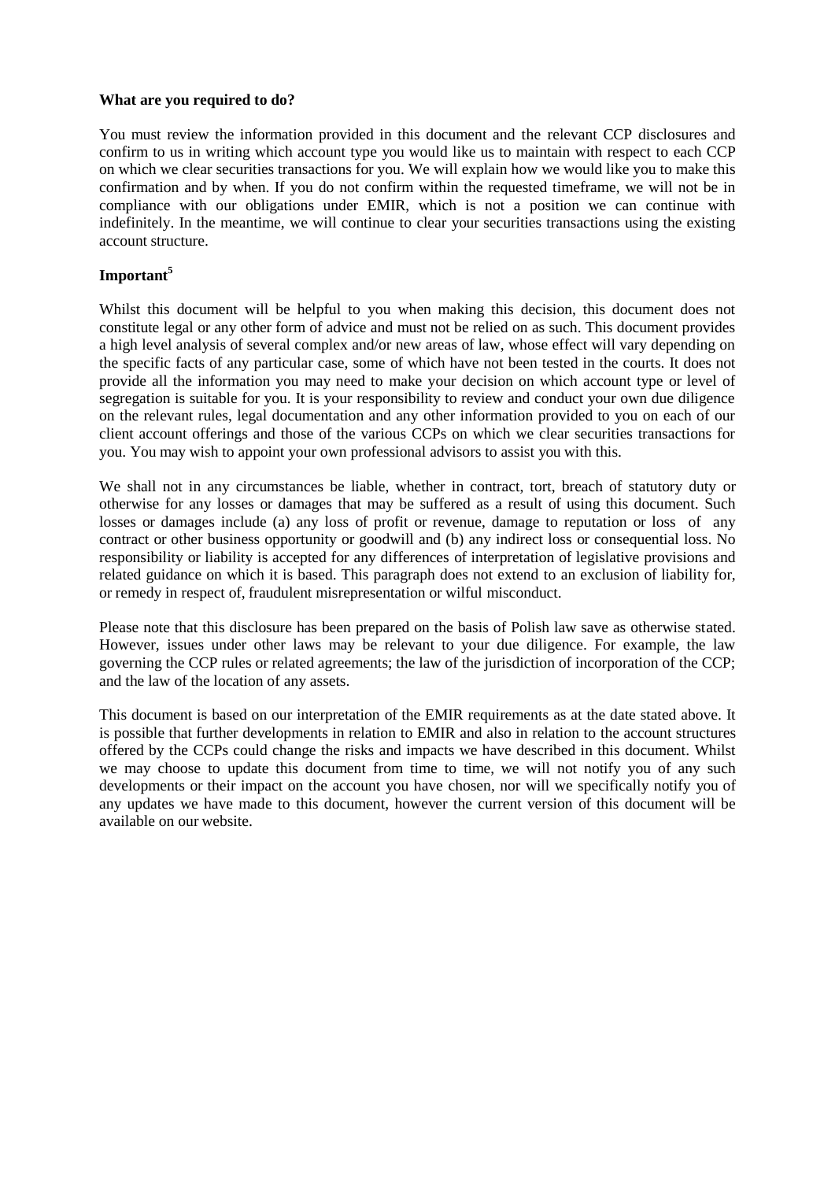**What are you required to do?**

You must review the information provided in this document and the relevant CCP disclosures and confirm to us in writing which account type you would like us to maintain with respect to each CCP on which we clear securities transactions for you. We will explain how we would like you to make this confirmation and by when. If you do not confirm within the requested timeframe, we will not be in compliance with our obligations under EMIR, which is not a position we can continue with indefinitely. In the meantime, we will continue to clear your securities transactions using the existing account structure.

**Important**[5]

Whilst this document will be helpful to you when making this decision, this document does not constitute legal or any other form of advice and must not be relied on as such. This document provides a high level analysis of several complex and/or new areas of law, whose effect will vary depending on the specific facts of any particular case, some of which have not been tested in the courts. It does not provide all the information you may need to make your decision on which account type or level of segregation is suitable for you. It is your responsibility to review and conduct your own due diligence on the relevant rules, legal documentation and any other information provided to you on each of our client account offerings and those of the various CCPs on which we clear securities transactions for you. You may wish to appoint your own professional advisors to assist you with this.

We shall not in any circumstances be liable, whether in contract, tort, breach of statutory duty or otherwise for any losses or damages that may be suffered as a result of using this document. Such losses or damages include (a) any loss of profit or revenue, damage to reputation or loss of any contract or other business opportunity or goodwill and (b) any indirect loss or consequential loss. No responsibility or liability is accepted for any differences of interpretation of legislative provisions and related guidance on which it is based. This paragraph does not extend to an exclusion of liability for, or remedy in respect of, fraudulent misrepresentation or wilful misconduct.

Please note that this disclosure has been prepared on the basis of Polish law save as otherwise stated. However, issues under other laws may be relevant to your due diligence. For example, the law governing the CCP rules or related agreements; the law of the jurisdiction of incorporation of the CCP; and the law of the location of any assets.

This document is based on our interpretation of the EMIR requirements as at the date stated above. It is possible that further developments in relation to EMIR and also in relation to the account structures offered by the CCPs could change the risks and impacts we have described in this document. Whilst we may choose to update this document from time to time, we will not notify you of any such developments or their impact on the account you have chosen, nor will we specifically notify you of any updates we have made to this document, however the current version of this document will be available on our website.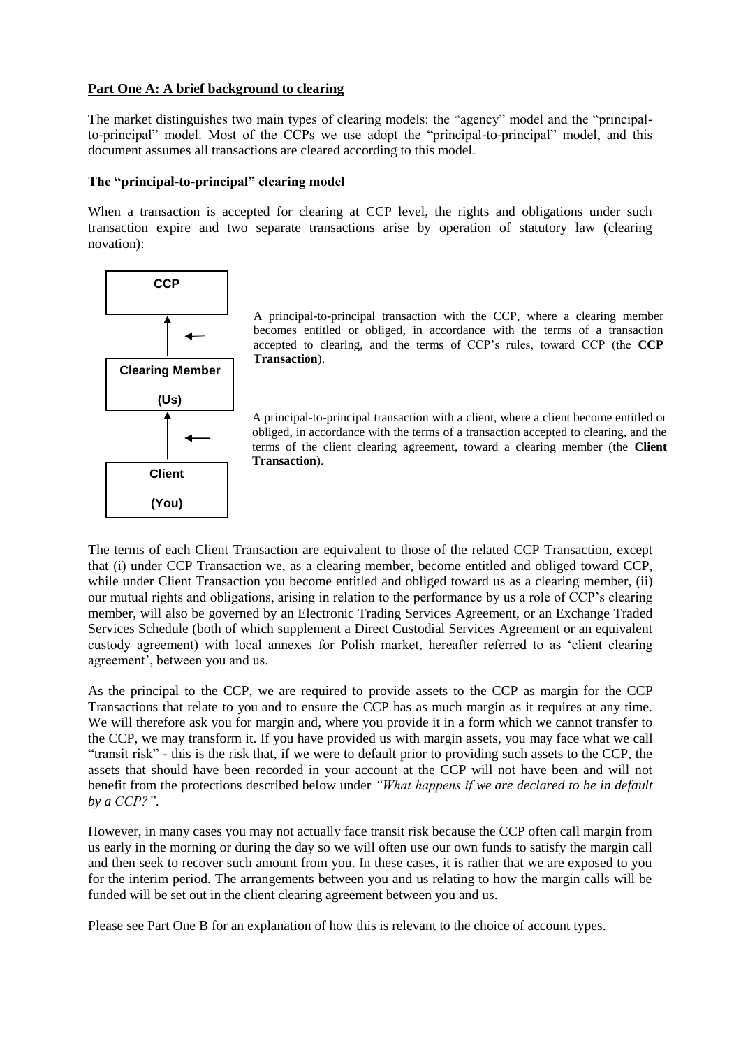**Part One A: A brief background to clearing**

The market distinguishes two main types of clearing models: the "agency" model and the "principal-to-principal" model. Most of the CCPs we use adopt the "principal-to-principal" model, and this document assumes all transactions are cleared according to this model.

**The "principal-to-principal" clearing model**

When a transaction is accepted for clearing at CCP level, the rights and obligations under such transaction expire and two separate transactions arise by operation of statutory law (clearing novation):

**CCP**

A principal-to-principal transaction with the CCP, where a clearing member becomes entitled or obliged, in accordance with the terms of a transaction accepted to clearing, and the terms of CCP's rules, toward CCP (the **CCP Transaction**).

**Clearing Member**

**(Us)**

A principal-to-principal transaction with a client, where a client become entitled or obliged, in accordance with the terms of a transaction accepted to clearing, and the terms of the client clearing agreement, toward a clearing member (the **Client Transaction**).

**Client**

**(You)**

The terms of each Client Transaction are equivalent to those of the related CCP Transaction, except that (i) under CCP Transaction we, as a clearing member, become entitled and obliged toward CCP, while under Client Transaction you become entitled and obliged toward us as a clearing member, (ii) our mutual rights and obligations, arising in relation to the performance by us a role of CCP's clearing member, will also be governed by an Electronic Trading Services Agreement, or an Exchange Traded Services Schedule (both of which supplement a Direct Custodial Services Agreement or an equivalent custody agreement) with local annexes for Polish market, hereafter referred to as 'client clearing agreement', between you and us.

As the principal to the CCP, we are required to provide assets to the CCP as margin for the CCP Transactions that relate to you and to ensure the CCP has as much margin as it requires at any time. We will therefore ask you for margin and, where you provide it in a form which we cannot transfer to the CCP, we may transform it. If you have provided us with margin assets, you may face what we call "transit risk" - this is the risk that, if we were to default prior to providing such assets to the CCP, the assets that should have been recorded in your account at the CCP will not have been and will not benefit from the protections described below under *"What happens if we are declared to be in default by a CCP?"*.

However, in many cases you may not actually face transit risk because the CCP often call margin from us early in the morning or during the day so we will often use our own funds to satisfy the margin call and then seek to recover such amount from you. In these cases, it is rather that we are exposed to you for the interim period. The arrangements between you and us relating to how the margin calls will be funded will be set out in the client clearing agreement between you and us.

Please see Part One B for an explanation of how this is relevant to the choice of account types.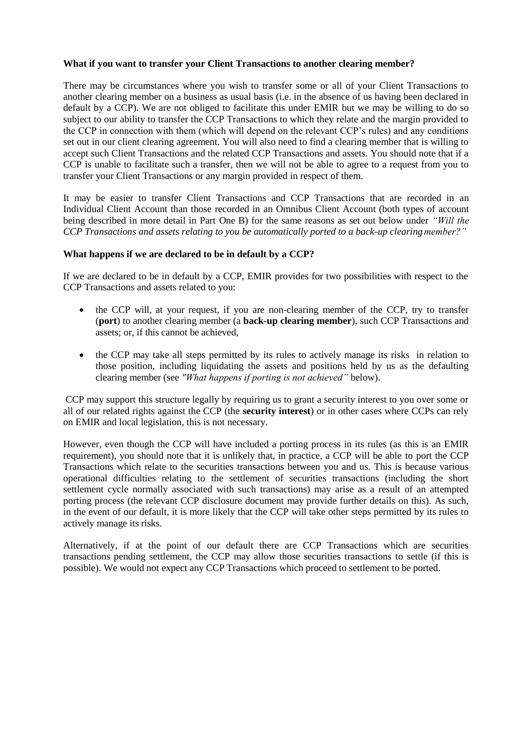**What if you want to transfer your Client Transactions to another clearing member?**

There may be circumstances where you wish to transfer some or all of your Client Transactions to another clearing member on a business as usual basis (i.e. in the absence of us having been declared in default by a CCP). We are not obliged to facilitate this under EMIR but we may be willing to do so subject to our ability to transfer the CCP Transactions to which they relate and the margin provided to the CCP in connection with them (which will depend on the relevant CCP's rules) and any conditions set out in our client clearing agreement. You will also need to find a clearing member that is willing to accept such Client Transactions and the related CCP Transactions and assets. You should note that if a CCP is unable to facilitate such a transfer, then we will not be able to agree to a request from you to transfer your Client Transactions or any margin provided in respect of them.

It may be easier to transfer Client Transactions and CCP Transactions that are recorded in an Individual Client Account than those recorded in an Omnibus Client Account (both types of account being described in more detail in Part One B) for the same reasons as set out below under *"Will the CCP Transactions and assets relating to you be automatically ported to a back-up clearing member?"*

**What happens if we are declared to be in default by a CCP?**

If we are declared to be in default by a CCP, EMIR provides for two possibilities with respect to the CCP Transactions and assets related to you:

- the CCP will, at your request, if you are non-clearing member of the CCP, try to transfer (**port**) to another clearing member (a **back-up clearing member**), such CCP Transactions and assets; or, if this cannot be achieved,
- the CCP may take all steps permitted by its rules to actively manage its risks in relation to those position, including liquidating the assets and positions held by us as the defaulting clearing member (see *"What happens if porting is not achieved"* below).

CCP may support this structure legally by requiring us to grant a security interest to you over some or all of our related rights against the CCP (the **security interest**) or in other cases where CCPs can rely on EMIR and local legislation, this is not necessary.

However, even though the CCP will have included a porting process in its rules (as this is an EMIR requirement), you should note that it is unlikely that, in practice, a CCP will be able to port the CCP Transactions which relate to the securities transactions between you and us. This is because various operational difficulties relating to the settlement of securities transactions (including the short settlement cycle normally associated with such transactions) may arise as a result of an attempted porting process (the relevant CCP disclosure document may provide further details on this). As such, in the event of our default, it is more likely that the CCP will take other steps permitted by its rules to actively manage its risks.

Alternatively, if at the point of our default there are CCP Transactions which are securities transactions pending settlement, the CCP may allow those securities transactions to settle (if this is possible). We would not expect any CCP Transactions which proceed to settlement to be ported.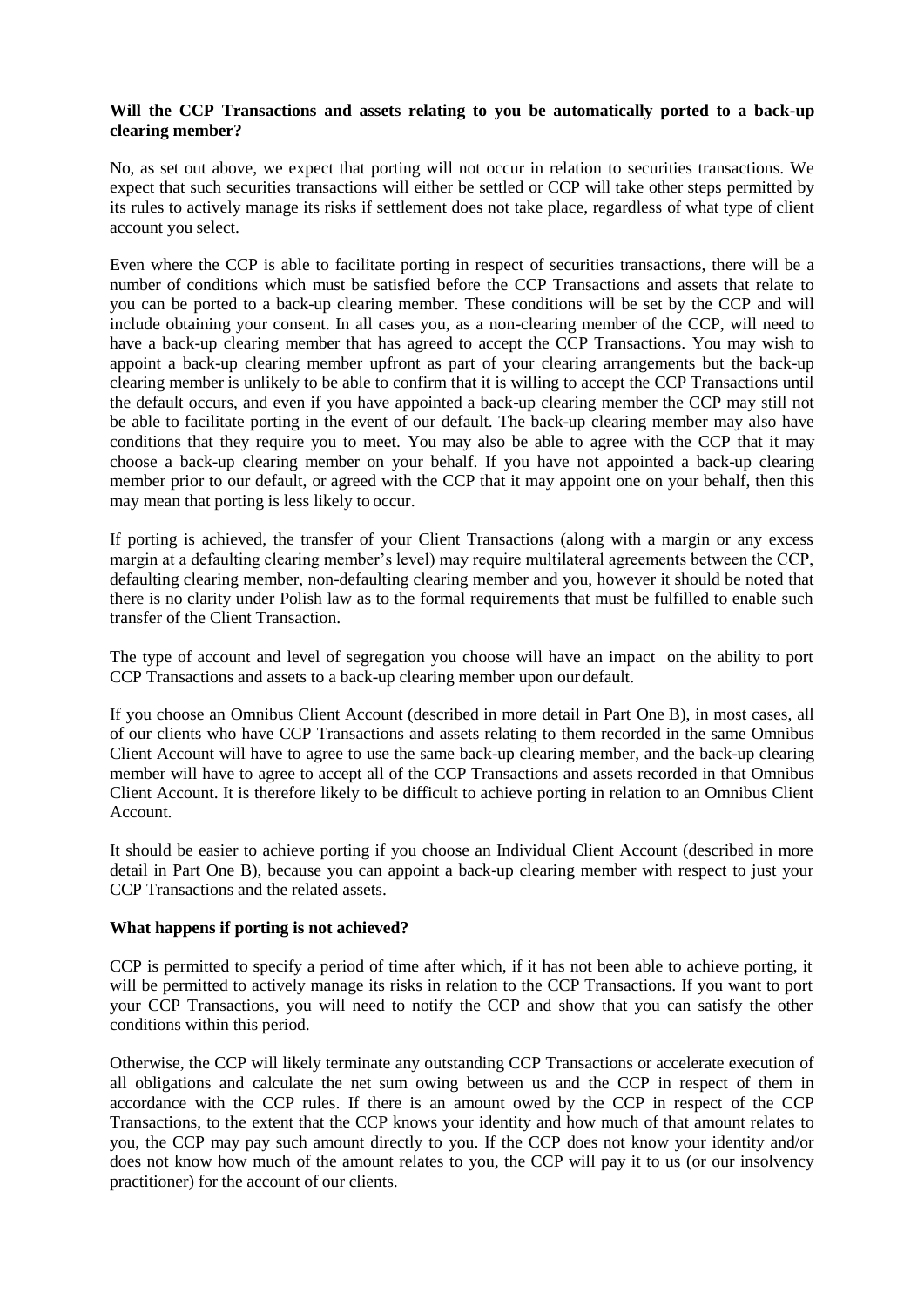**Will the CCP Transactions and assets relating to you be automatically ported to a back-up clearing member?**

No, as set out above, we expect that porting will not occur in relation to securities transactions. We expect that such securities transactions will either be settled or CCP will take other steps permitted by its rules to actively manage its risks if settlement does not take place, regardless of what type of client account you select.

Even where the CCP is able to facilitate porting in respect of securities transactions, there will be a number of conditions which must be satisfied before the CCP Transactions and assets that relate to you can be ported to a back-up clearing member. These conditions will be set by the CCP and will include obtaining your consent. In all cases you, as a non-clearing member of the CCP, will need to have a back-up clearing member that has agreed to accept the CCP Transactions. You may wish to appoint a back-up clearing member upfront as part of your clearing arrangements but the back-up clearing member is unlikely to be able to confirm that it is willing to accept the CCP Transactions until the default occurs, and even if you have appointed a back-up clearing member the CCP may still not be able to facilitate porting in the event of our default. The back-up clearing member may also have conditions that they require you to meet. You may also be able to agree with the CCP that it may choose a back-up clearing member on your behalf. If you have not appointed a back-up clearing member prior to our default, or agreed with the CCP that it may appoint one on your behalf, then this may mean that porting is less likely to occur.

If porting is achieved, the transfer of your Client Transactions (along with a margin or any excess margin at a defaulting clearing member's level) may require multilateral agreements between the CCP, defaulting clearing member, non-defaulting clearing member and you, however it should be noted that there is no clarity under Polish law as to the formal requirements that must be fulfilled to enable such transfer of the Client Transaction.

The type of account and level of segregation you choose will have an impact on the ability to port CCP Transactions and assets to a back-up clearing member upon our default.

If you choose an Omnibus Client Account (described in more detail in Part One B), in most cases, all of our clients who have CCP Transactions and assets relating to them recorded in the same Omnibus Client Account will have to agree to use the same back-up clearing member, and the back-up clearing member will have to agree to accept all of the CCP Transactions and assets recorded in that Omnibus Client Account. It is therefore likely to be difficult to achieve porting in relation to an Omnibus Client Account.

It should be easier to achieve porting if you choose an Individual Client Account (described in more detail in Part One B), because you can appoint a back-up clearing member with respect to just your CCP Transactions and the related assets.

**What happens if porting is not achieved?**

CCP is permitted to specify a period of time after which, if it has not been able to achieve porting, it will be permitted to actively manage its risks in relation to the CCP Transactions. If you want to port your CCP Transactions, you will need to notify the CCP and show that you can satisfy the other conditions within this period.

Otherwise, the CCP will likely terminate any outstanding CCP Transactions or accelerate execution of all obligations and calculate the net sum owing between us and the CCP in respect of them in accordance with the CCP rules. If there is an amount owed by the CCP in respect of the CCP Transactions, to the extent that the CCP knows your identity and how much of that amount relates to you, the CCP may pay such amount directly to you. If the CCP does not know your identity and/or does not know how much of the amount relates to you, the CCP will pay it to us (or our insolvency practitioner) for the account of our clients.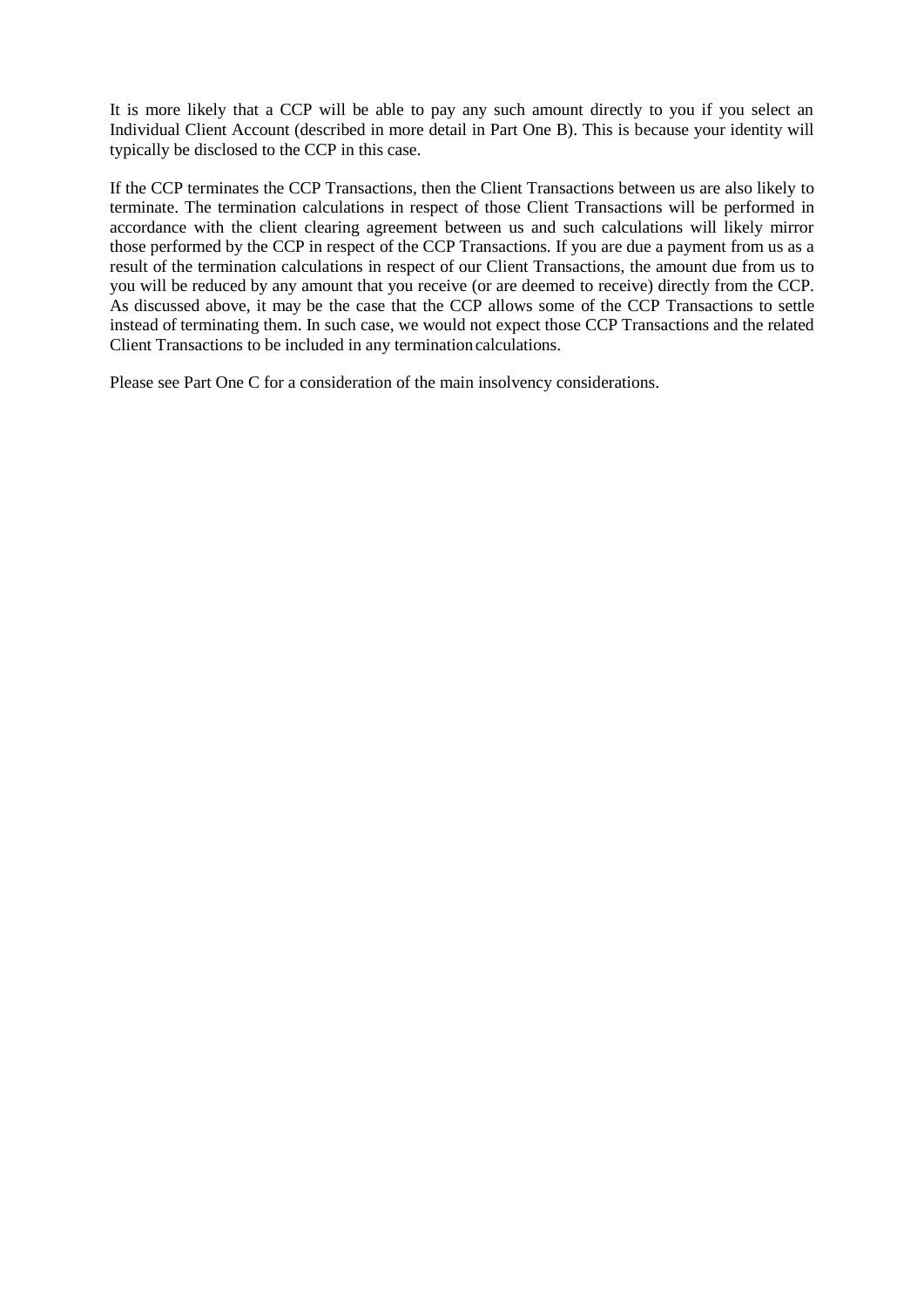It is more likely that a CCP will be able to pay any such amount directly to you if you select an Individual Client Account (described in more detail in Part One B). This is because your identity will typically be disclosed to the CCP in this case.

If the CCP terminates the CCP Transactions, then the Client Transactions between us are also likely to terminate. The termination calculations in respect of those Client Transactions will be performed in accordance with the client clearing agreement between us and such calculations will likely mirror those performed by the CCP in respect of the CCP Transactions. If you are due a payment from us as a result of the termination calculations in respect of our Client Transactions, the amount due from us to you will be reduced by any amount that you receive (or are deemed to receive) directly from the CCP. As discussed above, it may be the case that the CCP allows some of the CCP Transactions to settle instead of terminating them. In such case, we would not expect those CCP Transactions and the related Client Transactions to be included in any termination calculations.

Please see Part One C for a consideration of the main insolvency considerations.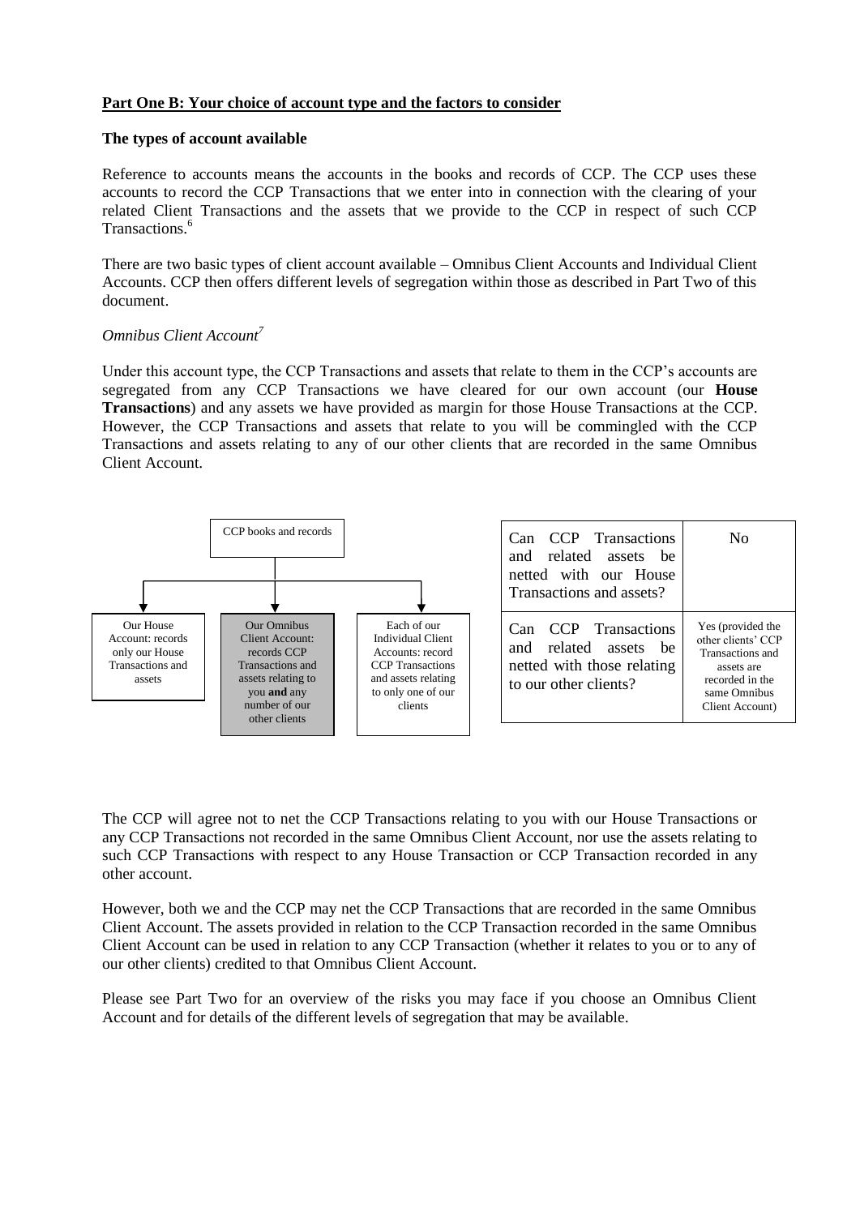**Part One B: Your choice of account type and the factors to consider**

**The types of account available**

Reference to accounts means the accounts in the books and records of CCP. The CCP uses these accounts to record the CCP Transactions that we enter into in connection with the clearing of your related Client Transactions and the assets that we provide to the CCP in respect of such CCP Transactions.[6]

There are two basic types of client account available – Omnibus Client Accounts and Individual Client Accounts. CCP then offers different levels of segregation within those as described in Part Two of this document.

*Omnibus Client Account*[7]

Under this account type, the CCP Transactions and assets that relate to them in the CCP's accounts are segregated from any CCP Transactions we have cleared for our own account (our **House Transactions**) and any assets we have provided as margin for those House Transactions at the CCP. However, the CCP Transactions and assets that relate to you will be commingled with the CCP Transactions and assets relating to any of our other clients that are recorded in the same Omnibus Client Account.

CCP books and records

- Our House Account: records only our House Transactions and assets
- Our Omnibus Client Account: records CCP Transactions and assets relating to you **and** any number of our other clients
- Each of our Individual Client Accounts: record CCP Transactions and assets relating to only one of our clients

| | |
|---|---|
| Can CCP Transactions and related assets be netted with our House Transactions and assets? | No |
| Can CCP Transactions and related assets be netted with those relating to our other clients? | Yes (provided the other clients' CCP Transactions and assets are recorded in the same Omnibus Client Account) |

The CCP will agree not to net the CCP Transactions relating to you with our House Transactions or any CCP Transactions not recorded in the same Omnibus Client Account, nor use the assets relating to such CCP Transactions with respect to any House Transaction or CCP Transaction recorded in any other account.

However, both we and the CCP may net the CCP Transactions that are recorded in the same Omnibus Client Account. The assets provided in relation to the CCP Transaction recorded in the same Omnibus Client Account can be used in relation to any CCP Transaction (whether it relates to you or to any of our other clients) credited to that Omnibus Client Account.

Please see Part Two for an overview of the risks you may face if you choose an Omnibus Client Account and for details of the different levels of segregation that may be available.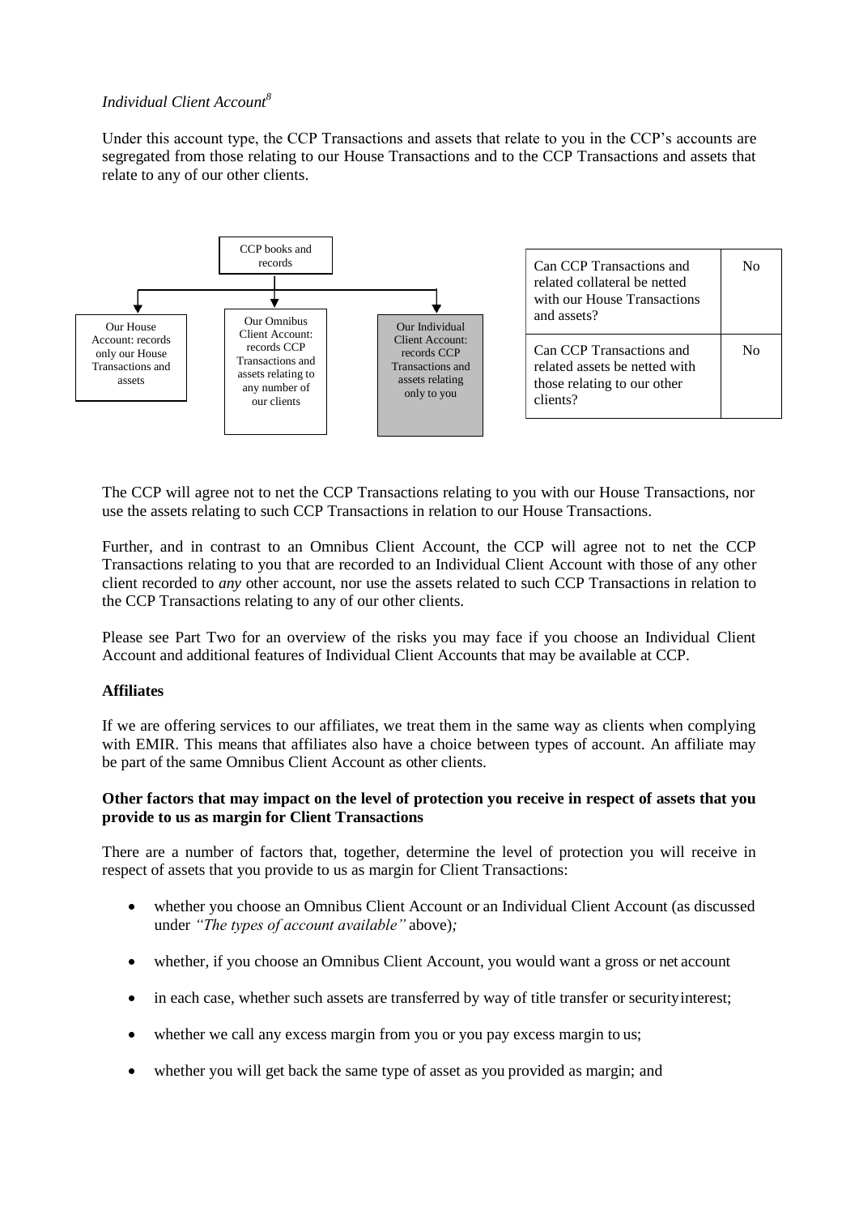*Individual Client Account*[8]

Under this account type, the CCP Transactions and assets that relate to you in the CCP's accounts are segregated from those relating to our House Transactions and to the CCP Transactions and assets that relate to any of our other clients.

CCP books and records

Our House Account: records only our House Transactions and assets

Our Omnibus Client Account: records CCP Transactions and assets relating to any number of our clients

Our Individual Client Account: records CCP Transactions and assets relating only to you

| | |
|---|---|
| Can CCP Transactions and related collateral be netted with our House Transactions and assets? | No |
| Can CCP Transactions and related assets be netted with those relating to our other clients? | No |

The CCP will agree not to net the CCP Transactions relating to you with our House Transactions, nor use the assets relating to such CCP Transactions in relation to our House Transactions.

Further, and in contrast to an Omnibus Client Account, the CCP will agree not to net the CCP Transactions relating to you that are recorded to an Individual Client Account with those of any other client recorded to *any* other account, nor use the assets related to such CCP Transactions in relation to the CCP Transactions relating to any of our other clients.

Please see Part Two for an overview of the risks you may face if you choose an Individual Client Account and additional features of Individual Client Accounts that may be available at CCP.

**Affiliates**

If we are offering services to our affiliates, we treat them in the same way as clients when complying with EMIR. This means that affiliates also have a choice between types of account. An affiliate may be part of the same Omnibus Client Account as other clients.

**Other factors that may impact on the level of protection you receive in respect of assets that you provide to us as margin for Client Transactions**

There are a number of factors that, together, determine the level of protection you will receive in respect of assets that you provide to us as margin for Client Transactions:

- whether you choose an Omnibus Client Account or an Individual Client Account (as discussed under *"The types of account available"* above)*;*
- whether, if you choose an Omnibus Client Account, you would want a gross or net account
- in each case, whether such assets are transferred by way of title transfer or security interest;
- whether we call any excess margin from you or you pay excess margin to us;
- whether you will get back the same type of asset as you provided as margin; and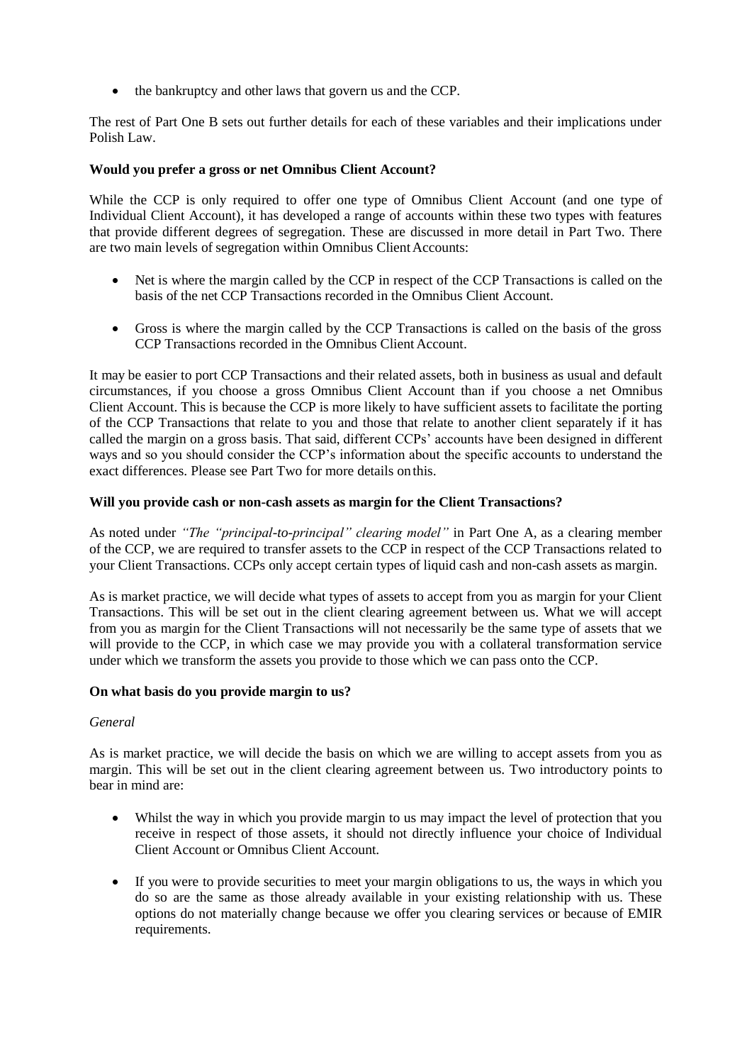- the bankruptcy and other laws that govern us and the CCP.

The rest of Part One B sets out further details for each of these variables and their implications under Polish Law.

**Would you prefer a gross or net Omnibus Client Account?**

While the CCP is only required to offer one type of Omnibus Client Account (and one type of Individual Client Account), it has developed a range of accounts within these two types with features that provide different degrees of segregation. These are discussed in more detail in Part Two. There are two main levels of segregation within Omnibus Client Accounts:

- Net is where the margin called by the CCP in respect of the CCP Transactions is called on the basis of the net CCP Transactions recorded in the Omnibus Client Account.

- Gross is where the margin called by the CCP Transactions is called on the basis of the gross CCP Transactions recorded in the Omnibus Client Account.

It may be easier to port CCP Transactions and their related assets, both in business as usual and default circumstances, if you choose a gross Omnibus Client Account than if you choose a net Omnibus Client Account. This is because the CCP is more likely to have sufficient assets to facilitate the porting of the CCP Transactions that relate to you and those that relate to another client separately if it has called the margin on a gross basis. That said, different CCPs' accounts have been designed in different ways and so you should consider the CCP's information about the specific accounts to understand the exact differences. Please see Part Two for more details on this.

**Will you provide cash or non-cash assets as margin for the Client Transactions?**

As noted under *"The "principal-to-principal" clearing model"* in Part One A, as a clearing member of the CCP, we are required to transfer assets to the CCP in respect of the CCP Transactions related to your Client Transactions. CCPs only accept certain types of liquid cash and non-cash assets as margin.

As is market practice, we will decide what types of assets to accept from you as margin for your Client Transactions. This will be set out in the client clearing agreement between us. What we will accept from you as margin for the Client Transactions will not necessarily be the same type of assets that we will provide to the CCP, in which case we may provide you with a collateral transformation service under which we transform the assets you provide to those which we can pass onto the CCP.

**On what basis do you provide margin to us?**

*General*

As is market practice, we will decide the basis on which we are willing to accept assets from you as margin. This will be set out in the client clearing agreement between us. Two introductory points to bear in mind are:

- Whilst the way in which you provide margin to us may impact the level of protection that you receive in respect of those assets, it should not directly influence your choice of Individual Client Account or Omnibus Client Account.

- If you were to provide securities to meet your margin obligations to us, the ways in which you do so are the same as those already available in your existing relationship with us. These options do not materially change because we offer you clearing services or because of EMIR requirements.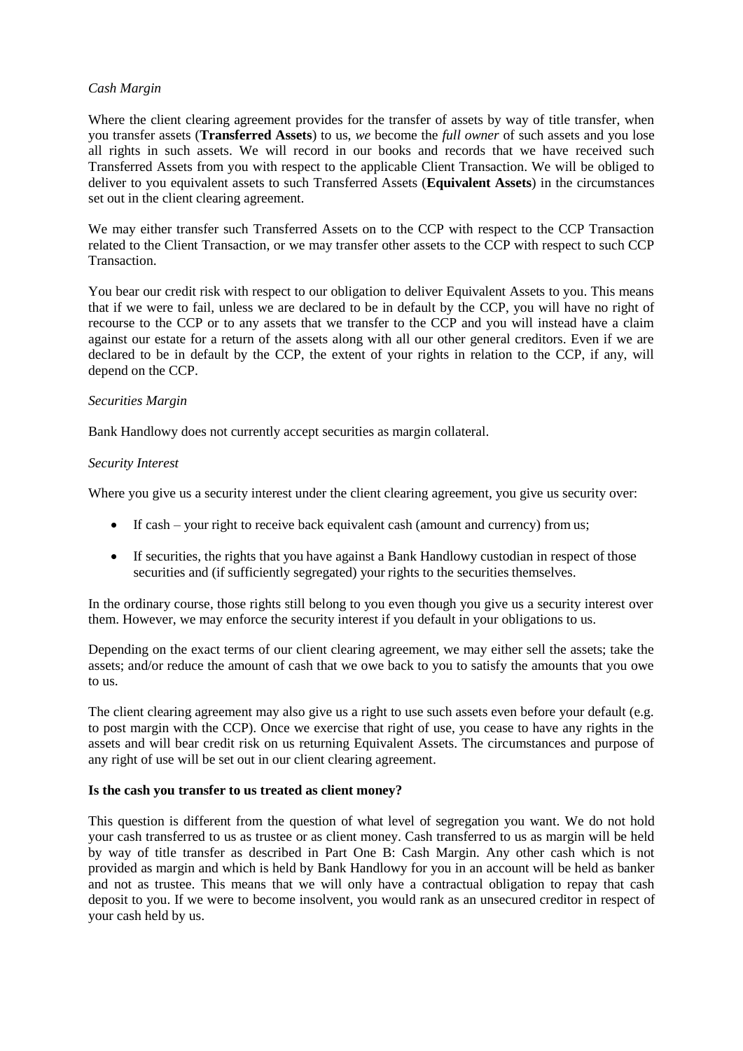*Cash Margin*

Where the client clearing agreement provides for the transfer of assets by way of title transfer, when you transfer assets (**Transferred Assets**) to us, *we* become the *full owner* of such assets and you lose all rights in such assets. We will record in our books and records that we have received such Transferred Assets from you with respect to the applicable Client Transaction. We will be obliged to deliver to you equivalent assets to such Transferred Assets (**Equivalent Assets**) in the circumstances set out in the client clearing agreement.

We may either transfer such Transferred Assets on to the CCP with respect to the CCP Transaction related to the Client Transaction, or we may transfer other assets to the CCP with respect to such CCP Transaction.

You bear our credit risk with respect to our obligation to deliver Equivalent Assets to you. This means that if we were to fail, unless we are declared to be in default by the CCP, you will have no right of recourse to the CCP or to any assets that we transfer to the CCP and you will instead have a claim against our estate for a return of the assets along with all our other general creditors. Even if we are declared to be in default by the CCP, the extent of your rights in relation to the CCP, if any, will depend on the CCP.

*Securities Margin*

Bank Handlowy does not currently accept securities as margin collateral.

*Security Interest*

Where you give us a security interest under the client clearing agreement, you give us security over:

- If cash – your right to receive back equivalent cash (amount and currency) from us;
- If securities, the rights that you have against a Bank Handlowy custodian in respect of those securities and (if sufficiently segregated) your rights to the securities themselves.

In the ordinary course, those rights still belong to you even though you give us a security interest over them. However, we may enforce the security interest if you default in your obligations to us.

Depending on the exact terms of our client clearing agreement, we may either sell the assets; take the assets; and/or reduce the amount of cash that we owe back to you to satisfy the amounts that you owe to us.

The client clearing agreement may also give us a right to use such assets even before your default (e.g. to post margin with the CCP). Once we exercise that right of use, you cease to have any rights in the assets and will bear credit risk on us returning Equivalent Assets. The circumstances and purpose of any right of use will be set out in our client clearing agreement.

**Is the cash you transfer to us treated as client money?**

This question is different from the question of what level of segregation you want. We do not hold your cash transferred to us as trustee or as client money. Cash transferred to us as margin will be held by way of title transfer as described in Part One B: Cash Margin. Any other cash which is not provided as margin and which is held by Bank Handlowy for you in an account will be held as banker and not as trustee. This means that we will only have a contractual obligation to repay that cash deposit to you. If we were to become insolvent, you would rank as an unsecured creditor in respect of your cash held by us.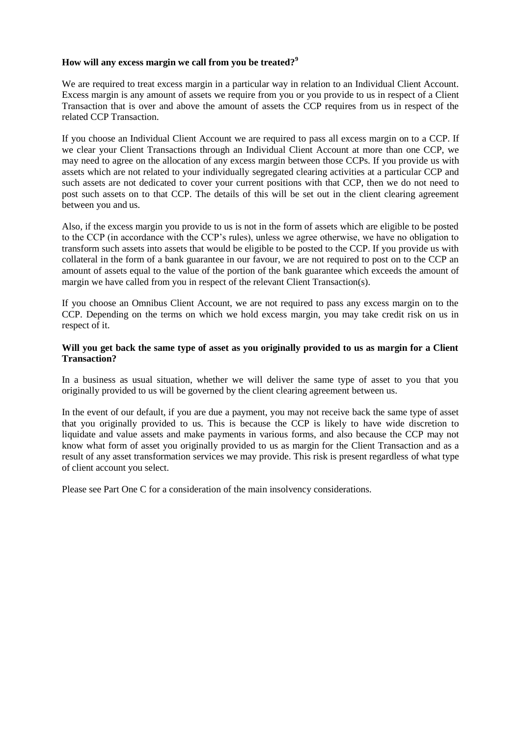**How will any excess margin we call from you be treated?**[9]

We are required to treat excess margin in a particular way in relation to an Individual Client Account. Excess margin is any amount of assets we require from you or you provide to us in respect of a Client Transaction that is over and above the amount of assets the CCP requires from us in respect of the related CCP Transaction.

If you choose an Individual Client Account we are required to pass all excess margin on to a CCP. If we clear your Client Transactions through an Individual Client Account at more than one CCP, we may need to agree on the allocation of any excess margin between those CCPs. If you provide us with assets which are not related to your individually segregated clearing activities at a particular CCP and such assets are not dedicated to cover your current positions with that CCP, then we do not need to post such assets on to that CCP. The details of this will be set out in the client clearing agreement between you and us.

Also, if the excess margin you provide to us is not in the form of assets which are eligible to be posted to the CCP (in accordance with the CCP's rules), unless we agree otherwise, we have no obligation to transform such assets into assets that would be eligible to be posted to the CCP. If you provide us with collateral in the form of a bank guarantee in our favour, we are not required to post on to the CCP an amount of assets equal to the value of the portion of the bank guarantee which exceeds the amount of margin we have called from you in respect of the relevant Client Transaction(s).

If you choose an Omnibus Client Account, we are not required to pass any excess margin on to the CCP. Depending on the terms on which we hold excess margin, you may take credit risk on us in respect of it.

**Will you get back the same type of asset as you originally provided to us as margin for a Client Transaction?**

In a business as usual situation, whether we will deliver the same type of asset to you that you originally provided to us will be governed by the client clearing agreement between us.

In the event of our default, if you are due a payment, you may not receive back the same type of asset that you originally provided to us. This is because the CCP is likely to have wide discretion to liquidate and value assets and make payments in various forms, and also because the CCP may not know what form of asset you originally provided to us as margin for the Client Transaction and as a result of any asset transformation services we may provide. This risk is present regardless of what type of client account you select.

Please see Part One C for a consideration of the main insolvency considerations.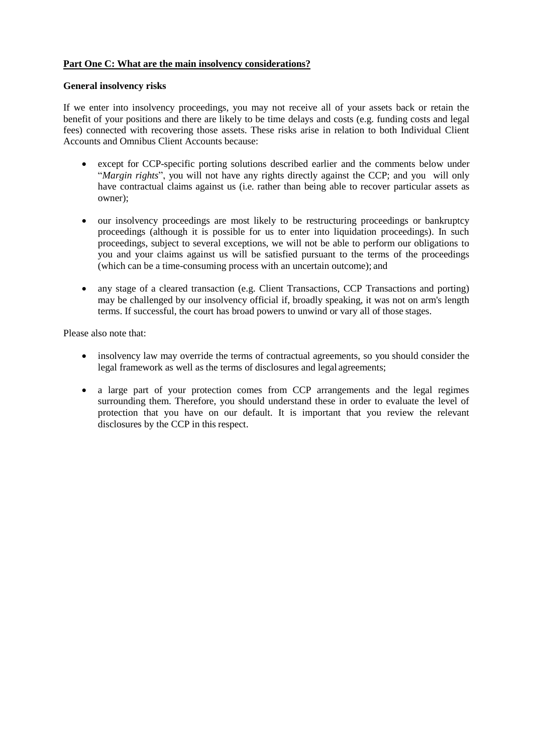**Part One C: What are the main insolvency considerations?**

**General insolvency risks**

If we enter into insolvency proceedings, you may not receive all of your assets back or retain the benefit of your positions and there are likely to be time delays and costs (e.g. funding costs and legal fees) connected with recovering those assets. These risks arise in relation to both Individual Client Accounts and Omnibus Client Accounts because:

- except for CCP-specific porting solutions described earlier and the comments below under "*Margin rights*", you will not have any rights directly against the CCP; and you will only have contractual claims against us (i.e. rather than being able to recover particular assets as owner);

- our insolvency proceedings are most likely to be restructuring proceedings or bankruptcy proceedings (although it is possible for us to enter into liquidation proceedings). In such proceedings, subject to several exceptions, we will not be able to perform our obligations to you and your claims against us will be satisfied pursuant to the terms of the proceedings (which can be a time-consuming process with an uncertain outcome); and

- any stage of a cleared transaction (e.g. Client Transactions, CCP Transactions and porting) may be challenged by our insolvency official if, broadly speaking, it was not on arm's length terms. If successful, the court has broad powers to unwind or vary all of those stages.

Please also note that:

- insolvency law may override the terms of contractual agreements, so you should consider the legal framework as well as the terms of disclosures and legal agreements;

- a large part of your protection comes from CCP arrangements and the legal regimes surrounding them. Therefore, you should understand these in order to evaluate the level of protection that you have on our default. It is important that you review the relevant disclosures by the CCP in this respect.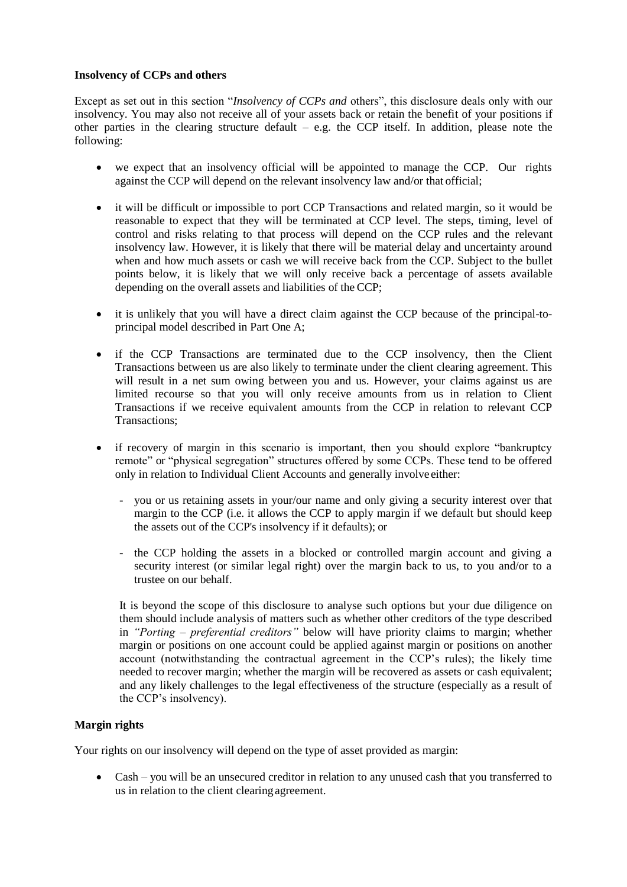**Insolvency of CCPs and others**

Except as set out in this section "*Insolvency of CCPs and* others", this disclosure deals only with our insolvency. You may also not receive all of your assets back or retain the benefit of your positions if other parties in the clearing structure default – e.g. the CCP itself. In addition, please note the following:

- we expect that an insolvency official will be appointed to manage the CCP. Our rights against the CCP will depend on the relevant insolvency law and/or that official;
- it will be difficult or impossible to port CCP Transactions and related margin, so it would be reasonable to expect that they will be terminated at CCP level. The steps, timing, level of control and risks relating to that process will depend on the CCP rules and the relevant insolvency law. However, it is likely that there will be material delay and uncertainty around when and how much assets or cash we will receive back from the CCP. Subject to the bullet points below, it is likely that we will only receive back a percentage of assets available depending on the overall assets and liabilities of the CCP;
- it is unlikely that you will have a direct claim against the CCP because of the principal-to-principal model described in Part One A;
- if the CCP Transactions are terminated due to the CCP insolvency, then the Client Transactions between us are also likely to terminate under the client clearing agreement. This will result in a net sum owing between you and us. However, your claims against us are limited recourse so that you will only receive amounts from us in relation to Client Transactions if we receive equivalent amounts from the CCP in relation to relevant CCP Transactions;
- if recovery of margin in this scenario is important, then you should explore "bankruptcy remote" or "physical segregation" structures offered by some CCPs. These tend to be offered only in relation to Individual Client Accounts and generally involve either:
  - you or us retaining assets in your/our name and only giving a security interest over that margin to the CCP (i.e. it allows the CCP to apply margin if we default but should keep the assets out of the CCP's insolvency if it defaults); or
  - the CCP holding the assets in a blocked or controlled margin account and giving a security interest (or similar legal right) over the margin back to us, to you and/or to a trustee on our behalf.

  It is beyond the scope of this disclosure to analyse such options but your due diligence on them should include analysis of matters such as whether other creditors of the type described in *"Porting – preferential creditors"* below will have priority claims to margin; whether margin or positions on one account could be applied against margin or positions on another account (notwithstanding the contractual agreement in the CCP's rules); the likely time needed to recover margin; whether the margin will be recovered as assets or cash equivalent; and any likely challenges to the legal effectiveness of the structure (especially as a result of the CCP's insolvency).

**Margin rights**

Your rights on our insolvency will depend on the type of asset provided as margin:

- Cash – you will be an unsecured creditor in relation to any unused cash that you transferred to us in relation to the client clearing agreement.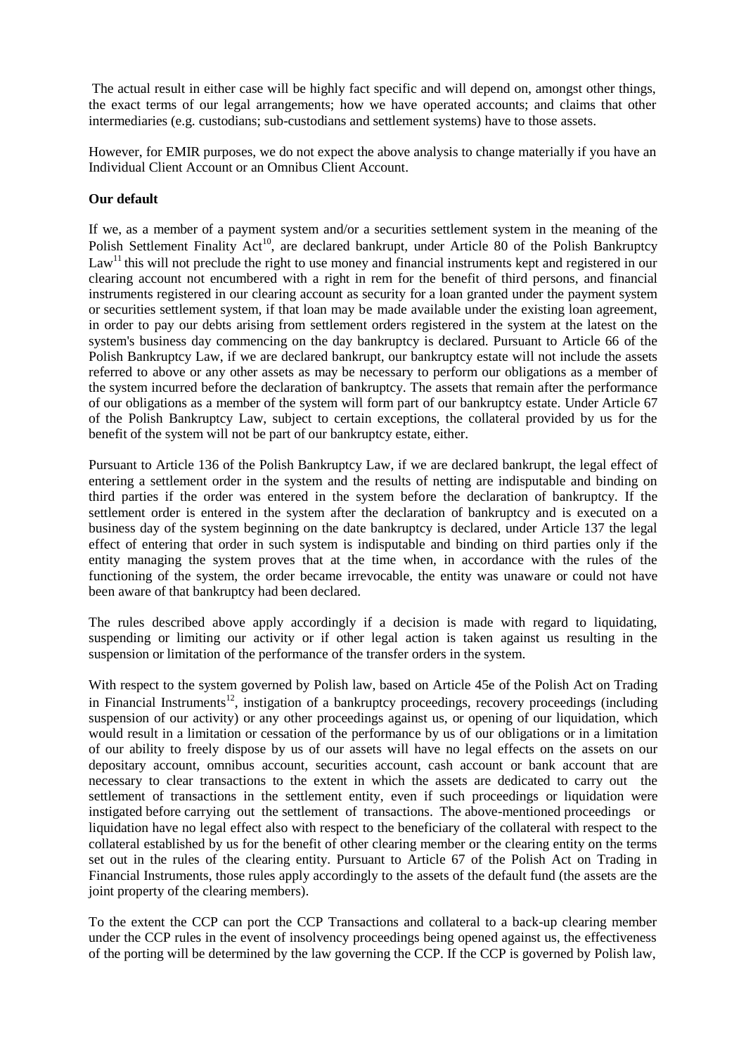The actual result in either case will be highly fact specific and will depend on, amongst other things, the exact terms of our legal arrangements; how we have operated accounts; and claims that other intermediaries (e.g. custodians; sub-custodians and settlement systems) have to those assets.

However, for EMIR purposes, we do not expect the above analysis to change materially if you have an Individual Client Account or an Omnibus Client Account.

**Our default**

If we, as a member of a payment system and/or a securities settlement system in the meaning of the Polish Settlement Finality Act[10], are declared bankrupt, under Article 80 of the Polish Bankruptcy Law[11] this will not preclude the right to use money and financial instruments kept and registered in our clearing account not encumbered with a right in rem for the benefit of third persons, and financial instruments registered in our clearing account as security for a loan granted under the payment system or securities settlement system, if that loan may be made available under the existing loan agreement, in order to pay our debts arising from settlement orders registered in the system at the latest on the system's business day commencing on the day bankruptcy is declared. Pursuant to Article 66 of the Polish Bankruptcy Law, if we are declared bankrupt, our bankruptcy estate will not include the assets referred to above or any other assets as may be necessary to perform our obligations as a member of the system incurred before the declaration of bankruptcy. The assets that remain after the performance of our obligations as a member of the system will form part of our bankruptcy estate. Under Article 67 of the Polish Bankruptcy Law, subject to certain exceptions, the collateral provided by us for the benefit of the system will not be part of our bankruptcy estate, either.

Pursuant to Article 136 of the Polish Bankruptcy Law, if we are declared bankrupt, the legal effect of entering a settlement order in the system and the results of netting are indisputable and binding on third parties if the order was entered in the system before the declaration of bankruptcy. If the settlement order is entered in the system after the declaration of bankruptcy and is executed on a business day of the system beginning on the date bankruptcy is declared, under Article 137 the legal effect of entering that order in such system is indisputable and binding on third parties only if the entity managing the system proves that at the time when, in accordance with the rules of the functioning of the system, the order became irrevocable, the entity was unaware or could not have been aware of that bankruptcy had been declared.

The rules described above apply accordingly if a decision is made with regard to liquidating, suspending or limiting our activity or if other legal action is taken against us resulting in the suspension or limitation of the performance of the transfer orders in the system.

With respect to the system governed by Polish law, based on Article 45e of the Polish Act on Trading in Financial Instruments[12], instigation of a bankruptcy proceedings, recovery proceedings (including suspension of our activity) or any other proceedings against us, or opening of our liquidation, which would result in a limitation or cessation of the performance by us of our obligations or in a limitation of our ability to freely dispose by us of our assets will have no legal effects on the assets on our depositary account, omnibus account, securities account, cash account or bank account that are necessary to clear transactions to the extent in which the assets are dedicated to carry out the settlement of transactions in the settlement entity, even if such proceedings or liquidation were instigated before carrying out the settlement of transactions. The above-mentioned proceedings or liquidation have no legal effect also with respect to the beneficiary of the collateral with respect to the collateral established by us for the benefit of other clearing member or the clearing entity on the terms set out in the rules of the clearing entity. Pursuant to Article 67 of the Polish Act on Trading in Financial Instruments, those rules apply accordingly to the assets of the default fund (the assets are the joint property of the clearing members).

To the extent the CCP can port the CCP Transactions and collateral to a back-up clearing member under the CCP rules in the event of insolvency proceedings being opened against us, the effectiveness of the porting will be determined by the law governing the CCP. If the CCP is governed by Polish law,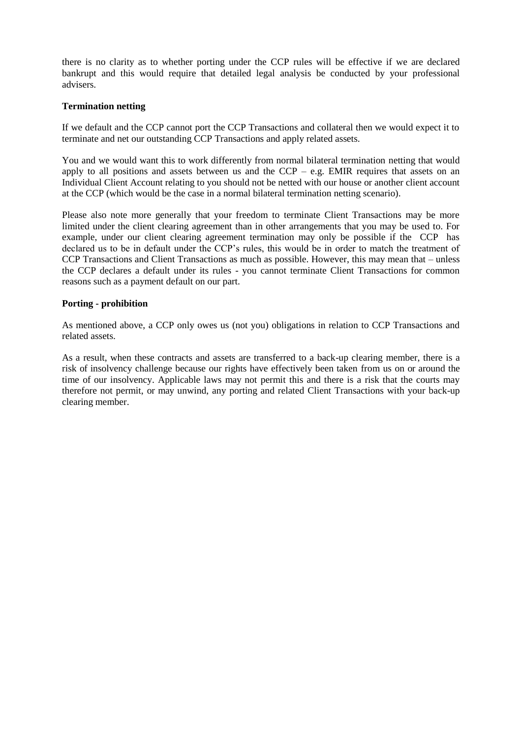there is no clarity as to whether porting under the CCP rules will be effective if we are declared bankrupt and this would require that detailed legal analysis be conducted by your professional advisers.

**Termination netting**

If we default and the CCP cannot port the CCP Transactions and collateral then we would expect it to terminate and net our outstanding CCP Transactions and apply related assets.

You and we would want this to work differently from normal bilateral termination netting that would apply to all positions and assets between us and the CCP – e.g. EMIR requires that assets on an Individual Client Account relating to you should not be netted with our house or another client account at the CCP (which would be the case in a normal bilateral termination netting scenario).

Please also note more generally that your freedom to terminate Client Transactions may be more limited under the client clearing agreement than in other arrangements that you may be used to. For example, under our client clearing agreement termination may only be possible if the CCP has declared us to be in default under the CCP's rules, this would be in order to match the treatment of CCP Transactions and Client Transactions as much as possible. However, this may mean that – unless the CCP declares a default under its rules - you cannot terminate Client Transactions for common reasons such as a payment default on our part.

**Porting - prohibition**

As mentioned above, a CCP only owes us (not you) obligations in relation to CCP Transactions and related assets.

As a result, when these contracts and assets are transferred to a back-up clearing member, there is a risk of insolvency challenge because our rights have effectively been taken from us on or around the time of our insolvency. Applicable laws may not permit this and there is a risk that the courts may therefore not permit, or may unwind, any porting and related Client Transactions with your back-up clearing member.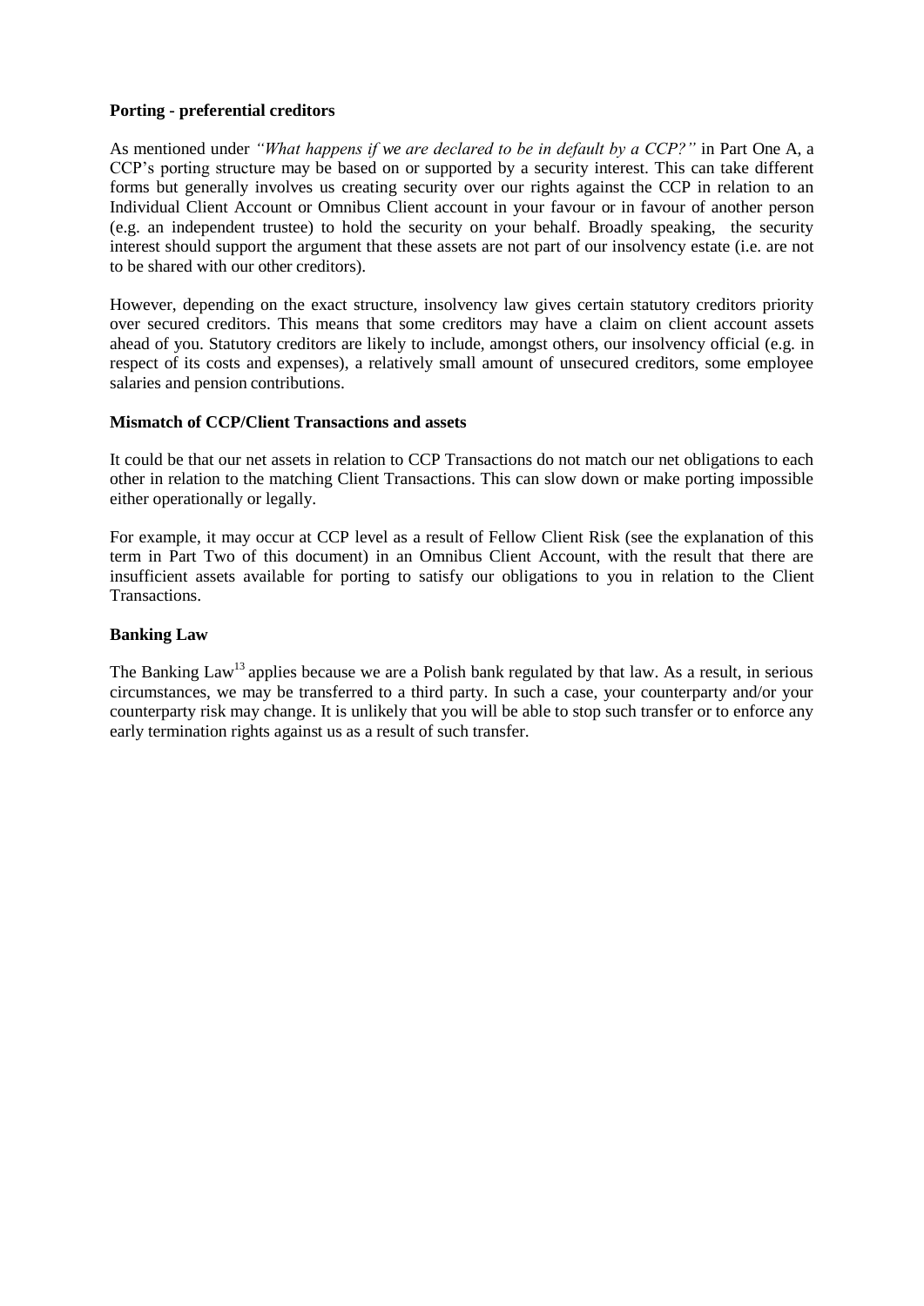**Porting - preferential creditors**

As mentioned under *"What happens if we are declared to be in default by a CCP?"* in Part One A, a CCP's porting structure may be based on or supported by a security interest. This can take different forms but generally involves us creating security over our rights against the CCP in relation to an Individual Client Account or Omnibus Client account in your favour or in favour of another person (e.g. an independent trustee) to hold the security on your behalf. Broadly speaking, the security interest should support the argument that these assets are not part of our insolvency estate (i.e. are not to be shared with our other creditors).

However, depending on the exact structure, insolvency law gives certain statutory creditors priority over secured creditors. This means that some creditors may have a claim on client account assets ahead of you. Statutory creditors are likely to include, amongst others, our insolvency official (e.g. in respect of its costs and expenses), a relatively small amount of unsecured creditors, some employee salaries and pension contributions.

**Mismatch of CCP/Client Transactions and assets**

It could be that our net assets in relation to CCP Transactions do not match our net obligations to each other in relation to the matching Client Transactions. This can slow down or make porting impossible either operationally or legally.

For example, it may occur at CCP level as a result of Fellow Client Risk (see the explanation of this term in Part Two of this document) in an Omnibus Client Account, with the result that there are insufficient assets available for porting to satisfy our obligations to you in relation to the Client Transactions.

**Banking Law**

The Banking Law[13] applies because we are a Polish bank regulated by that law. As a result, in serious circumstances, we may be transferred to a third party. In such a case, your counterparty and/or your counterparty risk may change. It is unlikely that you will be able to stop such transfer or to enforce any early termination rights against us as a result of such transfer.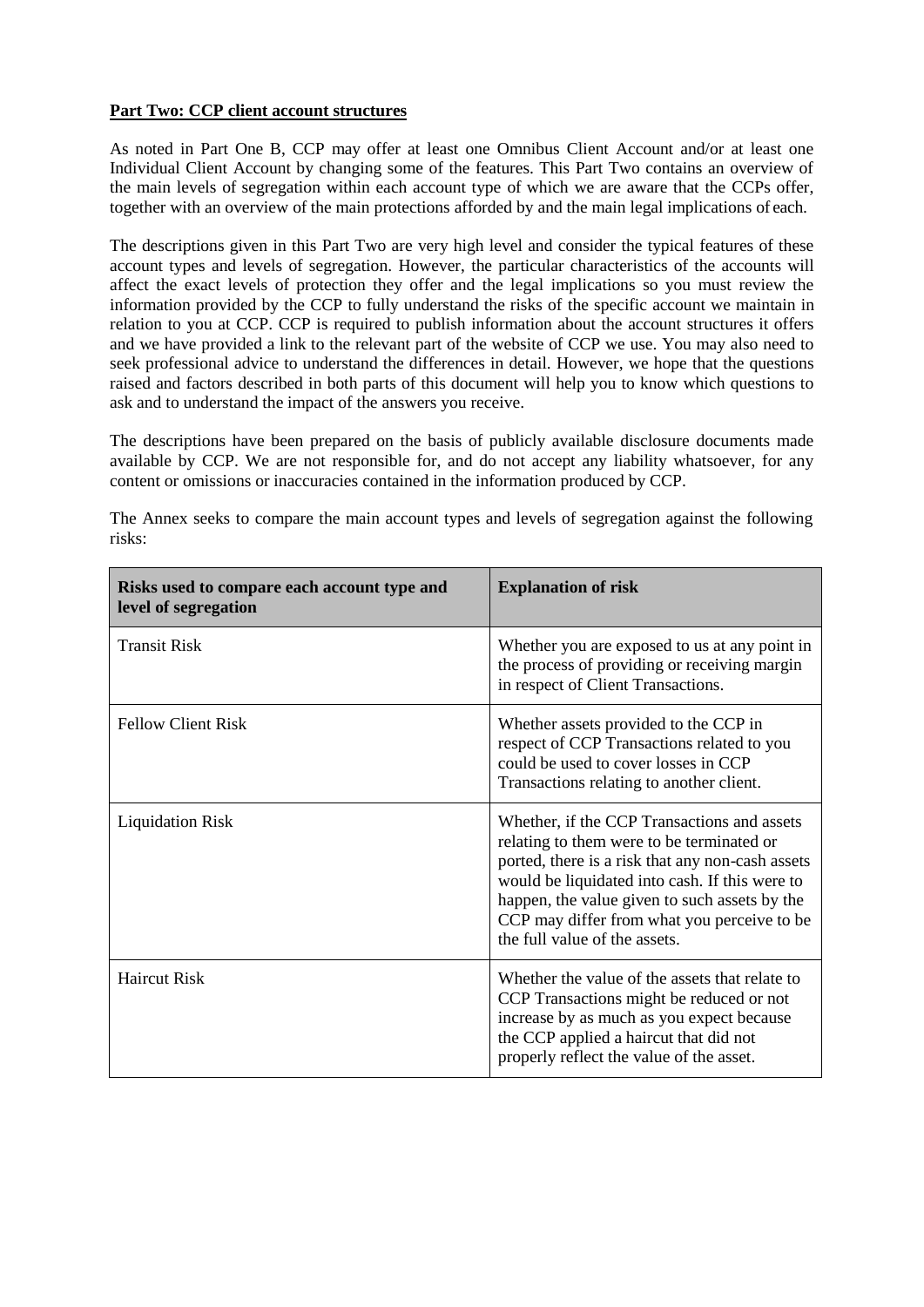**Part Two: CCP client account structures**

As noted in Part One B, CCP may offer at least one Omnibus Client Account and/or at least one Individual Client Account by changing some of the features. This Part Two contains an overview of the main levels of segregation within each account type of which we are aware that the CCPs offer, together with an overview of the main protections afforded by and the main legal implications of each.

The descriptions given in this Part Two are very high level and consider the typical features of these account types and levels of segregation. However, the particular characteristics of the accounts will affect the exact levels of protection they offer and the legal implications so you must review the information provided by the CCP to fully understand the risks of the specific account we maintain in relation to you at CCP. CCP is required to publish information about the account structures it offers and we have provided a link to the relevant part of the website of CCP we use. You may also need to seek professional advice to understand the differences in detail. However, we hope that the questions raised and factors described in both parts of this document will help you to know which questions to ask and to understand the impact of the answers you receive.

The descriptions have been prepared on the basis of publicly available disclosure documents made available by CCP. We are not responsible for, and do not accept any liability whatsoever, for any content or omissions or inaccuracies contained in the information produced by CCP.

The Annex seeks to compare the main account types and levels of segregation against the following risks:

| Risks used to compare each account type and level of segregation | Explanation of risk |
|---|---|
| Transit Risk | Whether you are exposed to us at any point in the process of providing or receiving margin in respect of Client Transactions. |
| Fellow Client Risk | Whether assets provided to the CCP in respect of CCP Transactions related to you could be used to cover losses in CCP Transactions relating to another client. |
| Liquidation Risk | Whether, if the CCP Transactions and assets relating to them were to be terminated or ported, there is a risk that any non-cash assets would be liquidated into cash. If this were to happen, the value given to such assets by the CCP may differ from what you perceive to be the full value of the assets. |
| Haircut Risk | Whether the value of the assets that relate to CCP Transactions might be reduced or not increase by as much as you expect because the CCP applied a haircut that did not properly reflect the value of the asset. |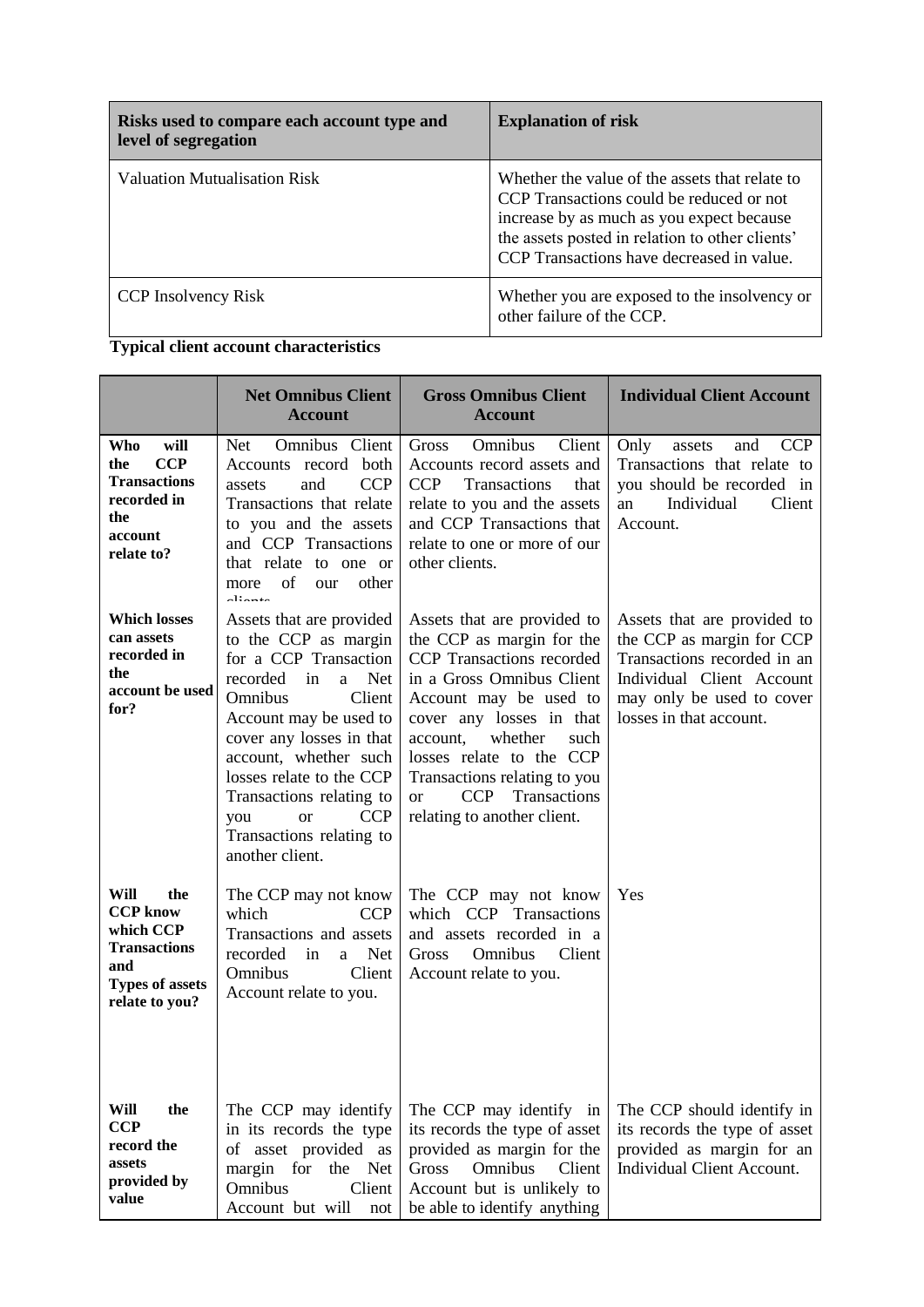| Risks used to compare each account type and level of segregation | Explanation of risk |
|---|---|
| Valuation Mutualisation Risk | Whether the value of the assets that relate to CCP Transactions could be reduced or not increase by as much as you expect because the assets posted in relation to other clients' CCP Transactions have decreased in value. |
| CCP Insolvency Risk | Whether you are exposed to the insolvency or other failure of the CCP. |

**Typical client account characteristics**

| | **Net Omnibus Client Account** | **Gross Omnibus Client Account** | **Individual Client Account** |
|---|---|---|---|
| **Who will the CCP Transactions recorded in the account relate to?** | Net Omnibus Client Accounts record both assets and CCP Transactions that relate to you and the assets and CCP Transactions that relate to one or more of our other clients | Gross Omnibus Client Accounts record assets and CCP Transactions that relate to you and the assets and CCP Transactions that relate to one or more of our other clients. | Only assets and CCP Transactions that relate to you should be recorded in an Individual Client Account. |
| **Which losses can assets recorded in the account be used for?** | Assets that are provided to the CCP as margin for a CCP Transaction recorded in a Net Omnibus Client Account may be used to cover any losses in that account, whether such losses relate to the CCP Transactions relating to you or CCP Transactions relating to another client. | Assets that are provided to the CCP as margin for the CCP Transactions recorded in a Gross Omnibus Client Account may be used to cover any losses in that account, whether such losses relate to the CCP Transactions relating to you or CCP Transactions relating to another client. | Assets that are provided to the CCP as margin for CCP Transactions recorded in an Individual Client Account may only be used to cover losses in that account. |
| **Will the CCP know which CCP Transactions and Types of assets relate to you?** | The CCP may not know which CCP Transactions and assets recorded in a Net Omnibus Client Account relate to you. | The CCP may not know which CCP Transactions and assets recorded in a Gross Omnibus Client Account relate to you. | Yes |
| **Will the CCP record the assets provided by value** | The CCP may identify in its records the type of asset provided as margin for the Net Omnibus Client Account but will not | The CCP may identify in its records the type of asset provided as margin for the Gross Omnibus Client Account but is unlikely to be able to identify anything | The CCP should identify in its records the type of asset provided as margin for an Individual Client Account. |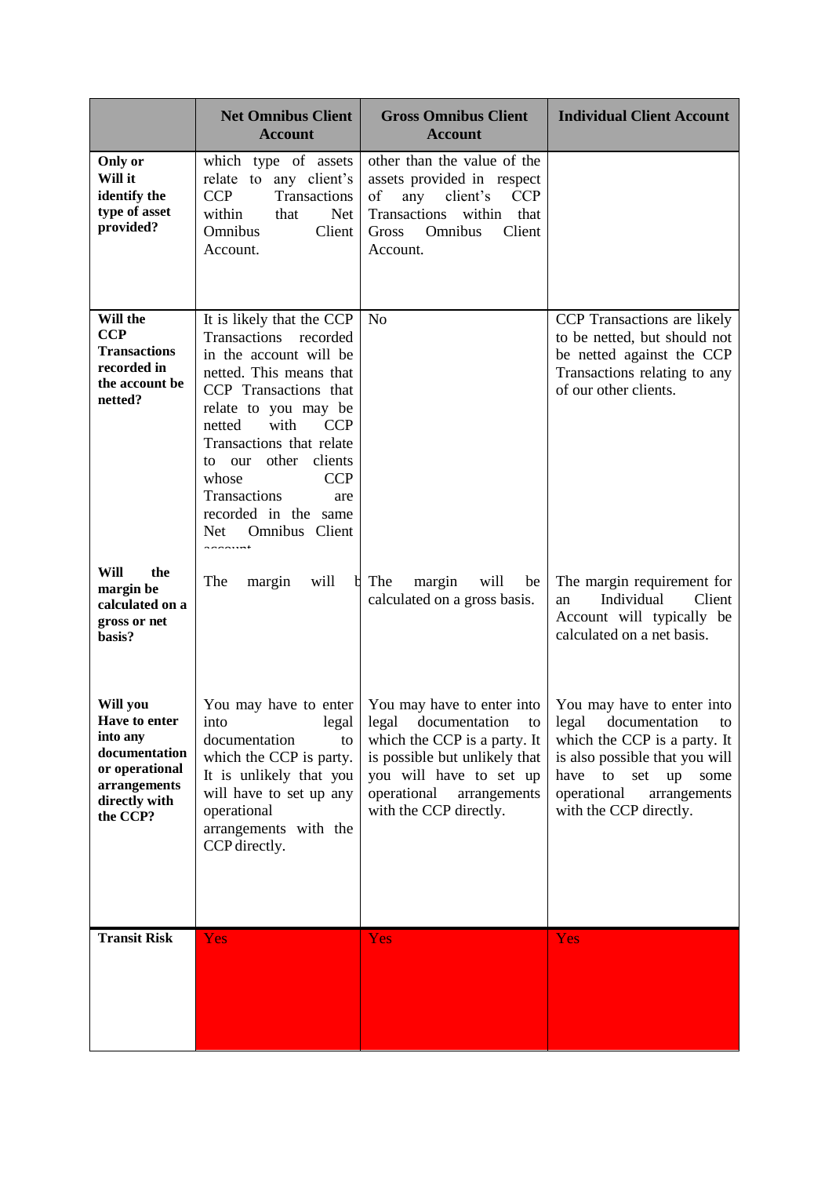| | Net Omnibus Client Account | Gross Omnibus Client Account | Individual Client Account |
|---|---|---|---|
| **Only or Will it identify the type of asset provided?** | which type of assets relate to any client's CCP Transactions within that Net Omnibus Client Account. | other than the value of the assets provided in respect of any client's CCP Transactions within that Gross Omnibus Client Account. | |
| **Will the CCP Transactions recorded in the account be netted?** | It is likely that the CCP Transactions recorded in the account will be netted. This means that CCP Transactions that relate to you may be netted with CCP Transactions that relate to our other clients whose CCP Transactions are recorded in the same Net Omnibus Client account | No | CCP Transactions are likely to be netted, but should not be netted against the CCP Transactions relating to any of our other clients. |
| **Will the margin be calculated on a gross or net basis?** | The margin will b | The margin will be calculated on a gross basis. | The margin requirement for an Individual Client Account will typically be calculated on a net basis. |
| **Will you Have to enter into any documentation or operational arrangements directly with the CCP?** | You may have to enter into legal documentation to which the CCP is party. It is unlikely that you will have to set up any operational arrangements with the CCP directly. | You may have to enter into legal documentation to which the CCP is a party. It is possible but unlikely that you will have to set up operational arrangements with the CCP directly. | You may have to enter into legal documentation to which the CCP is a party. It is also possible that you will have to set up some operational arrangements with the CCP directly. |
| **Transit Risk** | Yes | Yes | Yes |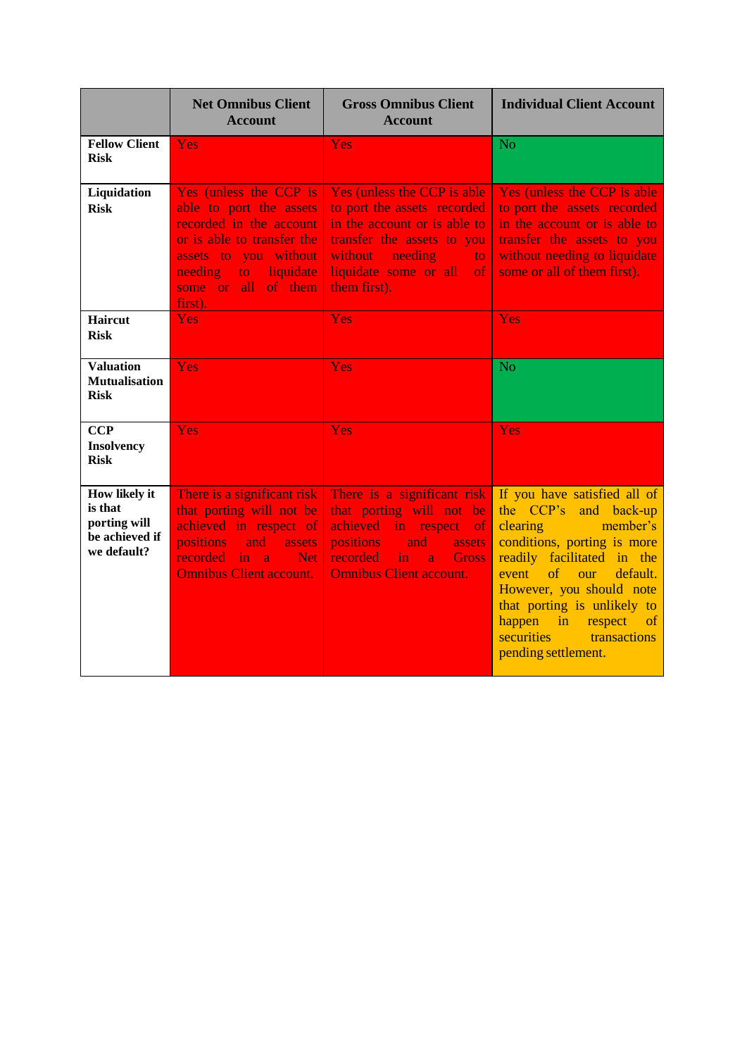| | Net Omnibus Client Account | Gross Omnibus Client Account | Individual Client Account |
|---|---|---|---|
| **Fellow Client Risk** | Yes | Yes | No |
| **Liquidation Risk** | Yes (unless the CCP is able to port the assets recorded in the account or is able to transfer the assets to you without needing to liquidate some or all of them first). | Yes (unless the CCP is able to port the assets recorded in the account or is able to transfer the assets to you without needing to liquidate some or all of them first). | Yes (unless the CCP is able to port the assets recorded in the account or is able to transfer the assets to you without needing to liquidate some or all of them first). |
| **Haircut Risk** | Yes | Yes | Yes |
| **Valuation Mutualisation Risk** | Yes | Yes | No |
| **CCP Insolvency Risk** | Yes | Yes | Yes |
| **How likely it is that porting will be achieved if we default?** | There is a significant risk that porting will not be achieved in respect of positions and assets recorded in a Net Omnibus Client account. | There is a significant risk that porting will not be achieved in respect of positions and assets recorded in a Gross Omnibus Client account. | If you have satisfied all of the CCP's and back-up clearing member's conditions, porting is more readily facilitated in the event of our default. However, you should note that porting is unlikely to happen in respect of securities transactions pending settlement. |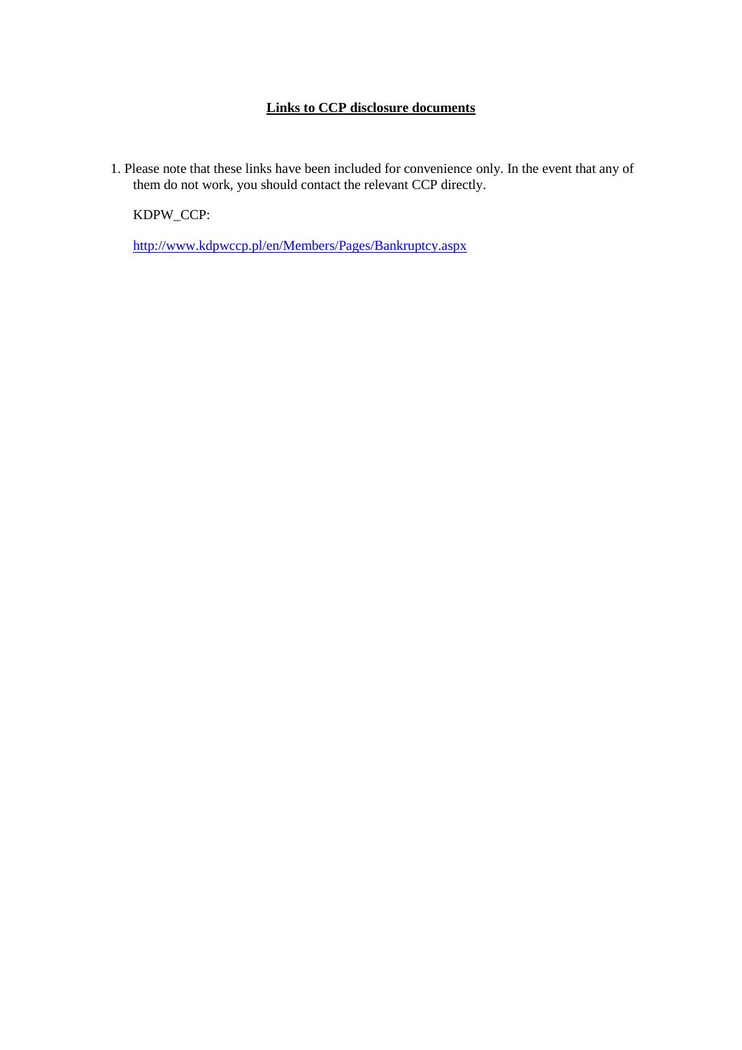**<u>Links to CCP disclosure documents</u>**

1. Please note that these links have been included for convenience only. In the event that any of them do not work, you should contact the relevant CCP directly.

   KDPW_CCP:

   [http://www.kdpwccp.pl/en/Members/Pages/Bankruptcy.aspx](http://www.kdpwccp.pl/en/Members/Pages/Bankruptcy.aspx)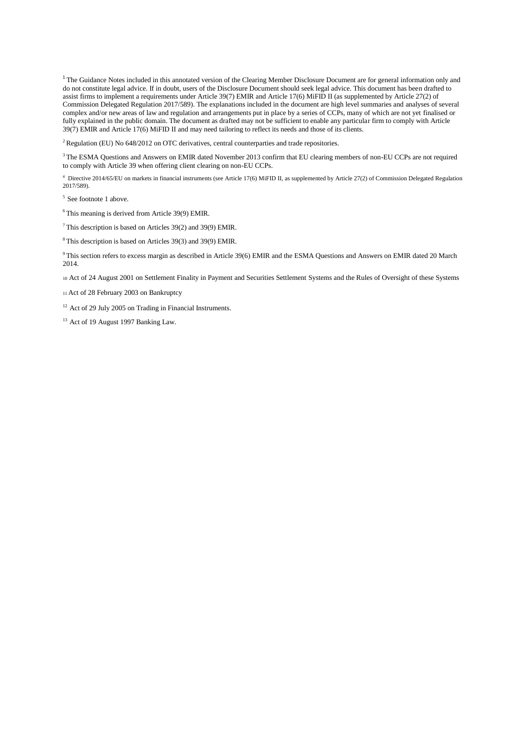[1] The Guidance Notes included in this annotated version of the Clearing Member Disclosure Document are for general information only and do not constitute legal advice. If in doubt, users of the Disclosure Document should seek legal advice. This document has been drafted to assist firms to implement a requirements under Article 39(7) EMIR and Article 17(6) MiFID II (as supplemented by Article 27(2) of Commission Delegated Regulation 2017/589). The explanations included in the document are high level summaries and analyses of several complex and/or new areas of law and regulation and arrangements put in place by a series of CCPs, many of which are not yet finalised or fully explained in the public domain. The document as drafted may not be sufficient to enable any particular firm to comply with Article 39(7) EMIR and Article 17(6) MiFID II and may need tailoring to reflect its needs and those of its clients.

[2] Regulation (EU) No 648/2012 on OTC derivatives, central counterparties and trade repositories.

[3] The ESMA Questions and Answers on EMIR dated November 2013 confirm that EU clearing members of non-EU CCPs are not required to comply with Article 39 when offering client clearing on non-EU CCPs.

[4] Directive 2014/65/EU on markets in financial instruments (see Article 17(6) MiFID II, as supplemented by Article 27(2) of Commission Delegated Regulation 2017/589).

[5] See footnote 1 above.

[6] This meaning is derived from Article 39(9) EMIR.

[7] This description is based on Articles 39(2) and 39(9) EMIR.

[8] This description is based on Articles 39(3) and 39(9) EMIR.

[9] This section refers to excess margin as described in Article 39(6) EMIR and the ESMA Questions and Answers on EMIR dated 20 March 2014.

[10] Act of 24 August 2001 on Settlement Finality in Payment and Securities Settlement Systems and the Rules of Oversight of these Systems

[11] Act of 28 February 2003 on Bankruptcy

[12] Act of 29 July 2005 on Trading in Financial Instruments.

[13] Act of 19 August 1997 Banking Law.